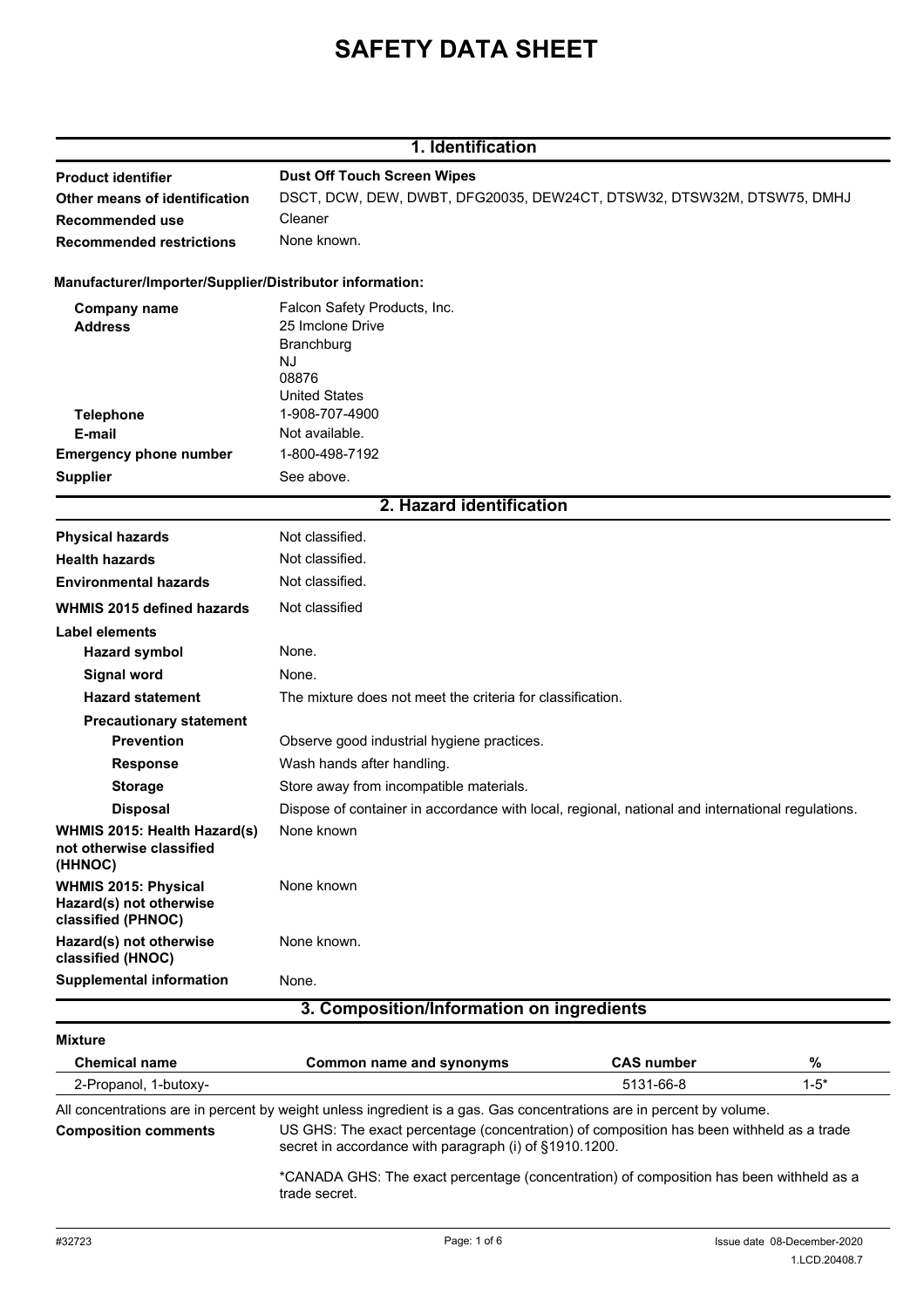# SAFETY DATA SHEET

## 1. Identification

| | |
|---|---|
| **Product identifier** | **Dust Off Touch Screen Wipes** |
| **Other means of identification** | DSCT, DCW, DEW, DWBT, DFG20035, DEW24CT, DTSW32, DTSW32M, DTSW75, DMHJ |
| **Recommended use** | Cleaner |
| **Recommended restrictions** | None known. |

**Manufacturer/Importer/Supplier/Distributor information:**

| | |
|---|---|
| **Company name** | Falcon Safety Products, Inc. |
| **Address** | 25 Imclone Drive<br>Branchburg<br>NJ<br>08876<br>United States |
| **Telephone** | 1-908-707-4900 |
| **E-mail** | Not available. |
| **Emergency phone number** | 1-800-498-7192 |
| **Supplier** | See above. |

## 2. Hazard identification

| | |
|---|---|
| **Physical hazards** | Not classified. |
| **Health hazards** | Not classified. |
| **Environmental hazards** | Not classified. |
| **WHMIS 2015 defined hazards** | Not classified |

**Label elements**

| | |
|---|---|
| **Hazard symbol** | None. |
| **Signal word** | None. |
| **Hazard statement** | The mixture does not meet the criteria for classification. |

**Precautionary statement**

| | |
|---|---|
| **Prevention** | Observe good industrial hygiene practices. |
| **Response** | Wash hands after handling. |
| **Storage** | Store away from incompatible materials. |
| **Disposal** | Dispose of container in accordance with local, regional, national and international regulations. |
| **WHMIS 2015: Health Hazard(s) not otherwise classified (HHNOC)** | None known |
| **WHMIS 2015: Physical Hazard(s) not otherwise classified (PHNOC)** | None known |
| **Hazard(s) not otherwise classified (HNOC)** | None known. |
| **Supplemental information** | None. |

## 3. Composition/Information on ingredients

**Mixture**

| Chemical name | Common name and synonyms | CAS number | % |
|---|---|---|---|
| 2-Propanol, 1-butoxy- | | 5131-66-8 | 1-5* |

All concentrations are in percent by weight unless ingredient is a gas. Gas concentrations are in percent by volume.

**Composition comments**

US GHS: The exact percentage (concentration) of composition has been withheld as a trade secret in accordance with paragraph (i) of §1910.1200.

*CANADA GHS: The exact percentage (concentration) of composition has been withheld as a trade secret.

#32723 Issue date 08-December-2020 1.LCD.20408.7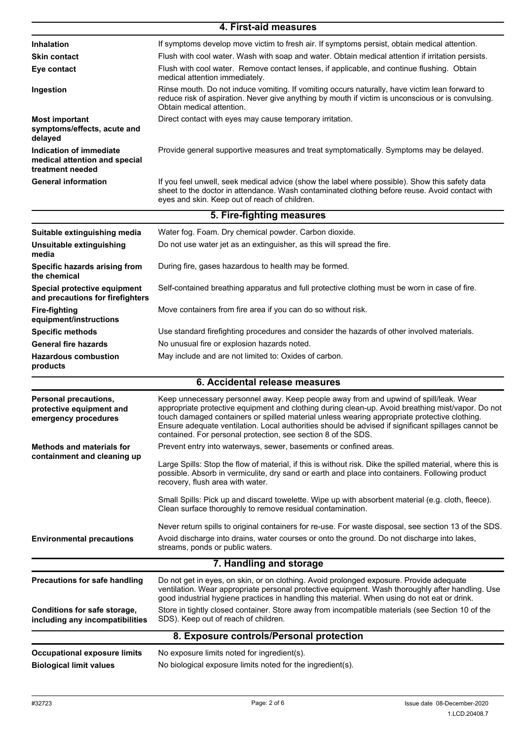## 4. First-aid measures

| | |
|---|---|
| **Inhalation** | If symptoms develop move victim to fresh air. If symptoms persist, obtain medical attention. |
| **Skin contact** | Flush with cool water. Wash with soap and water. Obtain medical attention if irritation persists. |
| **Eye contact** | Flush with cool water. Remove contact lenses, if applicable, and continue flushing. Obtain medical attention immediately. |
| **Ingestion** | Rinse mouth. Do not induce vomiting. If vomiting occurs naturally, have victim lean forward to reduce risk of aspiration. Never give anything by mouth if victim is unconscious or is convulsing. Obtain medical attention. |
| **Most important symptoms/effects, acute and delayed** | Direct contact with eyes may cause temporary irritation. |
| **Indication of immediate medical attention and special treatment needed** | Provide general supportive measures and treat symptomatically. Symptoms may be delayed. |
| **General information** | If you feel unwell, seek medical advice (show the label where possible). Show this safety data sheet to the doctor in attendance. Wash contaminated clothing before reuse. Avoid contact with eyes and skin. Keep out of reach of children. |

## 5. Fire-fighting measures

| | |
|---|---|
| **Suitable extinguishing media** | Water fog. Foam. Dry chemical powder. Carbon dioxide. |
| **Unsuitable extinguishing media** | Do not use water jet as an extinguisher, as this will spread the fire. |
| **Specific hazards arising from the chemical** | During fire, gases hazardous to health may be formed. |
| **Special protective equipment and precautions for firefighters** | Self-contained breathing apparatus and full protective clothing must be worn in case of fire. |
| **Fire-fighting equipment/instructions** | Move containers from fire area if you can do so without risk. |
| **Specific methods** | Use standard firefighting procedures and consider the hazards of other involved materials. |
| **General fire hazards** | No unusual fire or explosion hazards noted. |
| **Hazardous combustion products** | May include and are not limited to: Oxides of carbon. |

## 6. Accidental release measures

| | |
|---|---|
| **Personal precautions, protective equipment and emergency procedures** | Keep unnecessary personnel away. Keep people away from and upwind of spill/leak. Wear appropriate protective equipment and clothing during clean-up. Avoid breathing mist/vapor. Do not touch damaged containers or spilled material unless wearing appropriate protective clothing. Ensure adequate ventilation. Local authorities should be advised if significant spillages cannot be contained. For personal protection, see section 8 of the SDS. |
| **Methods and materials for containment and cleaning up** | Prevent entry into waterways, sewer, basements or confined areas.<br><br>Large Spills: Stop the flow of material, if this is without risk. Dike the spilled material, where this is possible. Absorb in vermiculite, dry sand or earth and place into containers. Following product recovery, flush area with water.<br><br>Small Spills: Pick up and discard towelette. Wipe up with absorbent material (e.g. cloth, fleece). Clean surface thoroughly to remove residual contamination.<br><br>Never return spills to original containers for re-use. For waste disposal, see section 13 of the SDS. |
| **Environmental precautions** | Avoid discharge into drains, water courses or onto the ground. Do not discharge into lakes, streams, ponds or public waters. |

## 7. Handling and storage

| | |
|---|---|
| **Precautions for safe handling** | Do not get in eyes, on skin, or on clothing. Avoid prolonged exposure. Provide adequate ventilation. Wear appropriate personal protective equipment. Wash thoroughly after handling. Use good industrial hygiene practices in handling this material. When using do not eat or drink. |
| **Conditions for safe storage, including any incompatibilities** | Store in tightly closed container. Store away from incompatible materials (see Section 10 of the SDS). Keep out of reach of children. |

## 8. Exposure controls/Personal protection

| | |
|---|---|
| **Occupational exposure limits** | No exposure limits noted for ingredient(s). |
| **Biological limit values** | No biological exposure limits noted for the ingredient(s). |

#32723

Issue date 08-December-2020

1.LCD.20408.7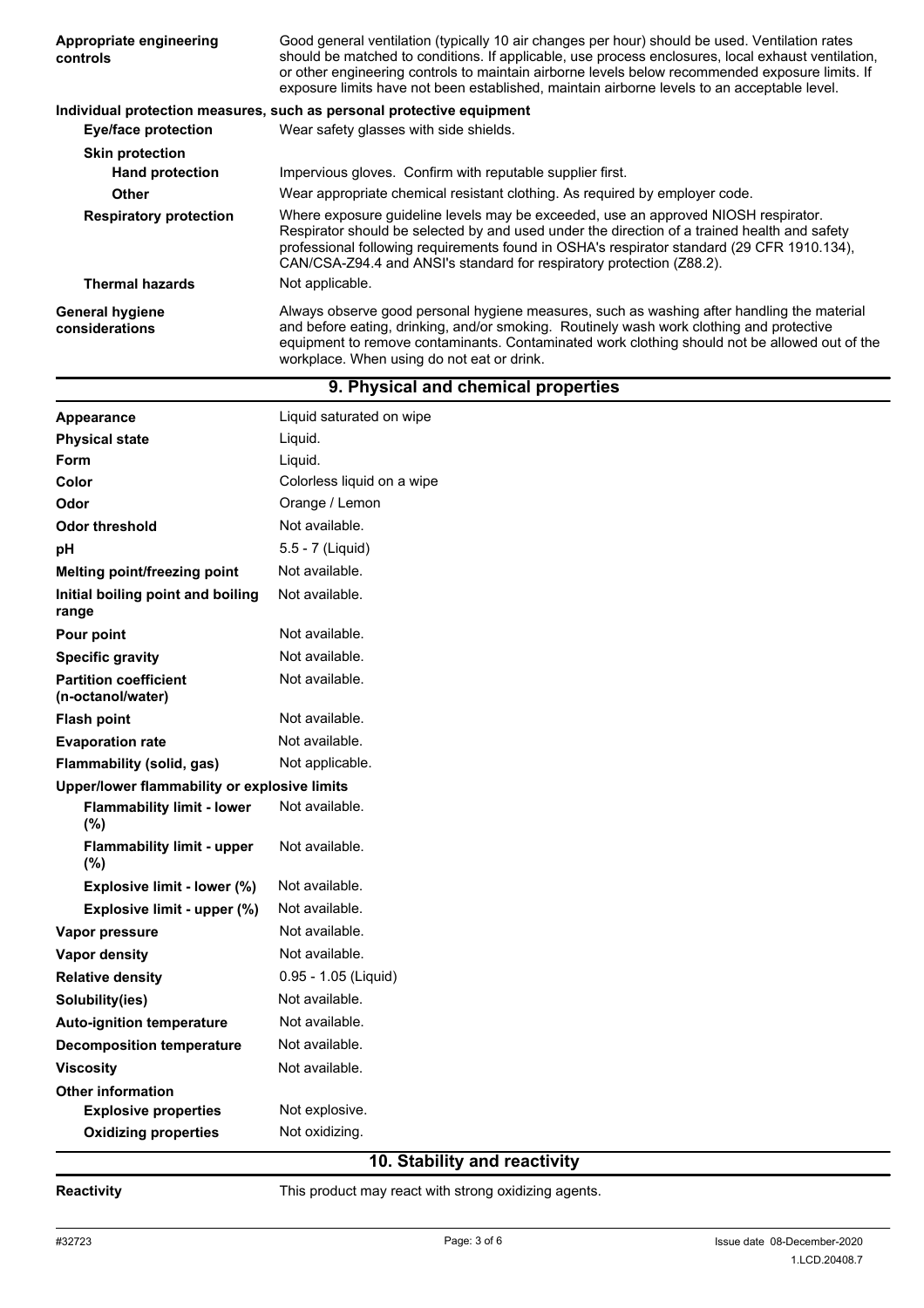| | |
|---|---|
| **Appropriate engineering controls** | Good general ventilation (typically 10 air changes per hour) should be used. Ventilation rates should be matched to conditions. If applicable, use process enclosures, local exhaust ventilation, or other engineering controls to maintain airborne levels below recommended exposure limits. If exposure limits have not been established, maintain airborne levels to an acceptable level. |

**Individual protection measures, such as personal protective equipment**

| | |
|---|---|
| **Eye/face protection** | Wear safety glasses with side shields. |
| **Skin protection** | |
| **Hand protection** | Impervious gloves. Confirm with reputable supplier first. |
| **Other** | Wear appropriate chemical resistant clothing. As required by employer code. |
| **Respiratory protection** | Where exposure guideline levels may be exceeded, use an approved NIOSH respirator. Respirator should be selected by and used under the direction of a trained health and safety professional following requirements found in OSHA's respirator standard (29 CFR 1910.134), CAN/CSA-Z94.4 and ANSI's standard for respiratory protection (Z88.2). |
| **Thermal hazards** | Not applicable. |
| **General hygiene considerations** | Always observe good personal hygiene measures, such as washing after handling the material and before eating, drinking, and/or smoking. Routinely wash work clothing and protective equipment to remove contaminants. Contaminated work clothing should not be allowed out of the workplace. When using do not eat or drink. |

## 9. Physical and chemical properties

| | |
|---|---|
| **Appearance** | Liquid saturated on wipe |
| **Physical state** | Liquid. |
| **Form** | Liquid. |
| **Color** | Colorless liquid on a wipe |
| **Odor** | Orange / Lemon |
| **Odor threshold** | Not available. |
| **pH** | 5.5 - 7 (Liquid) |
| **Melting point/freezing point** | Not available. |
| **Initial boiling point and boiling range** | Not available. |
| **Pour point** | Not available. |
| **Specific gravity** | Not available. |
| **Partition coefficient (n-octanol/water)** | Not available. |
| **Flash point** | Not available. |
| **Evaporation rate** | Not available. |
| **Flammability (solid, gas)** | Not applicable. |
| **Upper/lower flammability or explosive limits** | |
| **Flammability limit - lower (%)** | Not available. |
| **Flammability limit - upper (%)** | Not available. |
| **Explosive limit - lower (%)** | Not available. |
| **Explosive limit - upper (%)** | Not available. |
| **Vapor pressure** | Not available. |
| **Vapor density** | Not available. |
| **Relative density** | 0.95 - 1.05 (Liquid) |
| **Solubility(ies)** | Not available. |
| **Auto-ignition temperature** | Not available. |
| **Decomposition temperature** | Not available. |
| **Viscosity** | Not available. |
| **Other information** | |
| **Explosive properties** | Not explosive. |
| **Oxidizing properties** | Not oxidizing. |

## 10. Stability and reactivity

| | |
|---|---|
| **Reactivity** | This product may react with strong oxidizing agents. |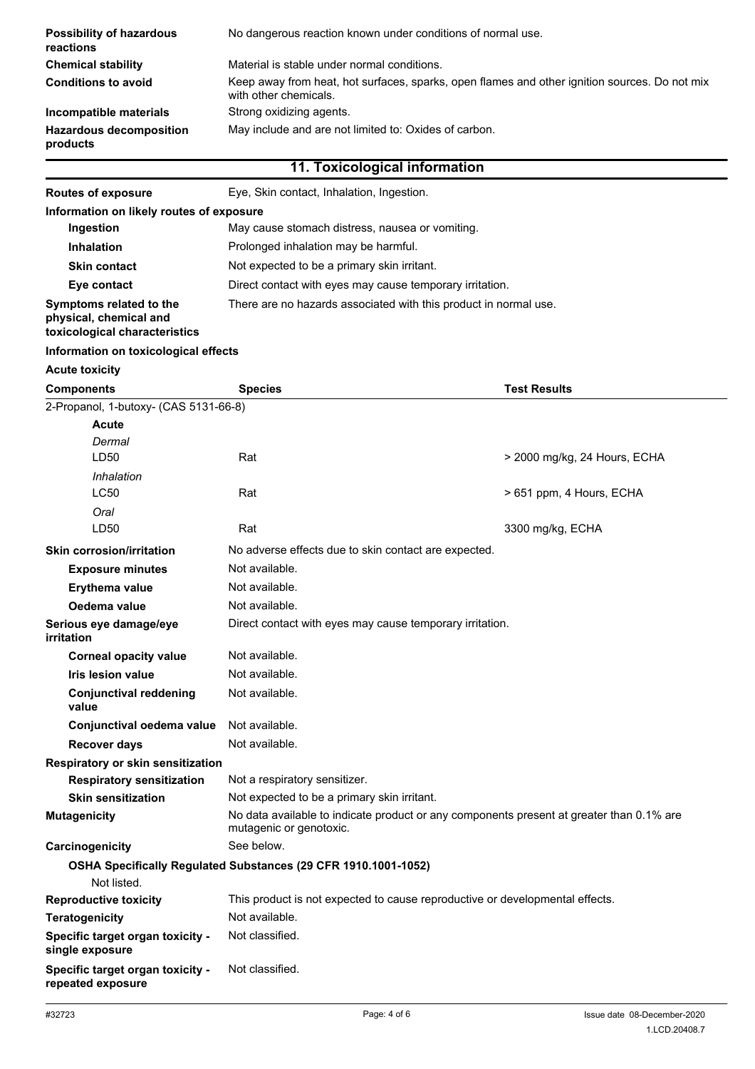| | |
|---|---|
| **Possibility of hazardous reactions** | No dangerous reaction known under conditions of normal use. |
| **Chemical stability** | Material is stable under normal conditions. |
| **Conditions to avoid** | Keep away from heat, hot surfaces, sparks, open flames and other ignition sources. Do not mix with other chemicals. |
| **Incompatible materials** | Strong oxidizing agents. |
| **Hazardous decomposition products** | May include and are not limited to: Oxides of carbon. |

## 11. Toxicological information

| | |
|---|---|
| **Routes of exposure** | Eye, Skin contact, Inhalation, Ingestion. |

**Information on likely routes of exposure**

| | |
|---|---|
| **Ingestion** | May cause stomach distress, nausea or vomiting. |
| **Inhalation** | Prolonged inhalation may be harmful. |
| **Skin contact** | Not expected to be a primary skin irritant. |
| **Eye contact** | Direct contact with eyes may cause temporary irritation. |
| **Symptoms related to the physical, chemical and toxicological characteristics** | There are no hazards associated with this product in normal use. |

**Information on toxicological effects**

**Acute toxicity**

| Components | Species | Test Results |
|---|---|---|
| 2-Propanol, 1-butoxy- (CAS 5131-66-8) | | |
| **Acute** | | |
| *Dermal* | | |
| LD50 | Rat | > 2000 mg/kg, 24 Hours, ECHA |
| *Inhalation* | | |
| LC50 | Rat | > 651 ppm, 4 Hours, ECHA |
| *Oral* | | |
| LD50 | Rat | 3300 mg/kg, ECHA |

| | |
|---|---|
| **Skin corrosion/irritation** | No adverse effects due to skin contact are expected. |
| **Exposure minutes** | Not available. |
| **Erythema value** | Not available. |
| **Oedema value** | Not available. |
| **Serious eye damage/eye irritation** | Direct contact with eyes may cause temporary irritation. |
| **Corneal opacity value** | Not available. |
| **Iris lesion value** | Not available. |
| **Conjunctival reddening value** | Not available. |
| **Conjunctival oedema value** | Not available. |
| **Recover days** | Not available. |
| **Respiratory or skin sensitization** | |
| **Respiratory sensitization** | Not a respiratory sensitizer. |
| **Skin sensitization** | Not expected to be a primary skin irritant. |
| **Mutagenicity** | No data available to indicate product or any components present at greater than 0.1% are mutagenic or genotoxic. |
| **Carcinogenicity** | See below. |

**OSHA Specifically Regulated Substances (29 CFR 1910.1001-1052)**

Not listed.

| | |
|---|---|
| **Reproductive toxicity** | This product is not expected to cause reproductive or developmental effects. |
| **Teratogenicity** | Not available. |
| **Specific target organ toxicity - single exposure** | Not classified. |
| **Specific target organ toxicity - repeated exposure** | Not classified. |

#32723 Issue date 08-December-2020
1.LCD.20408.7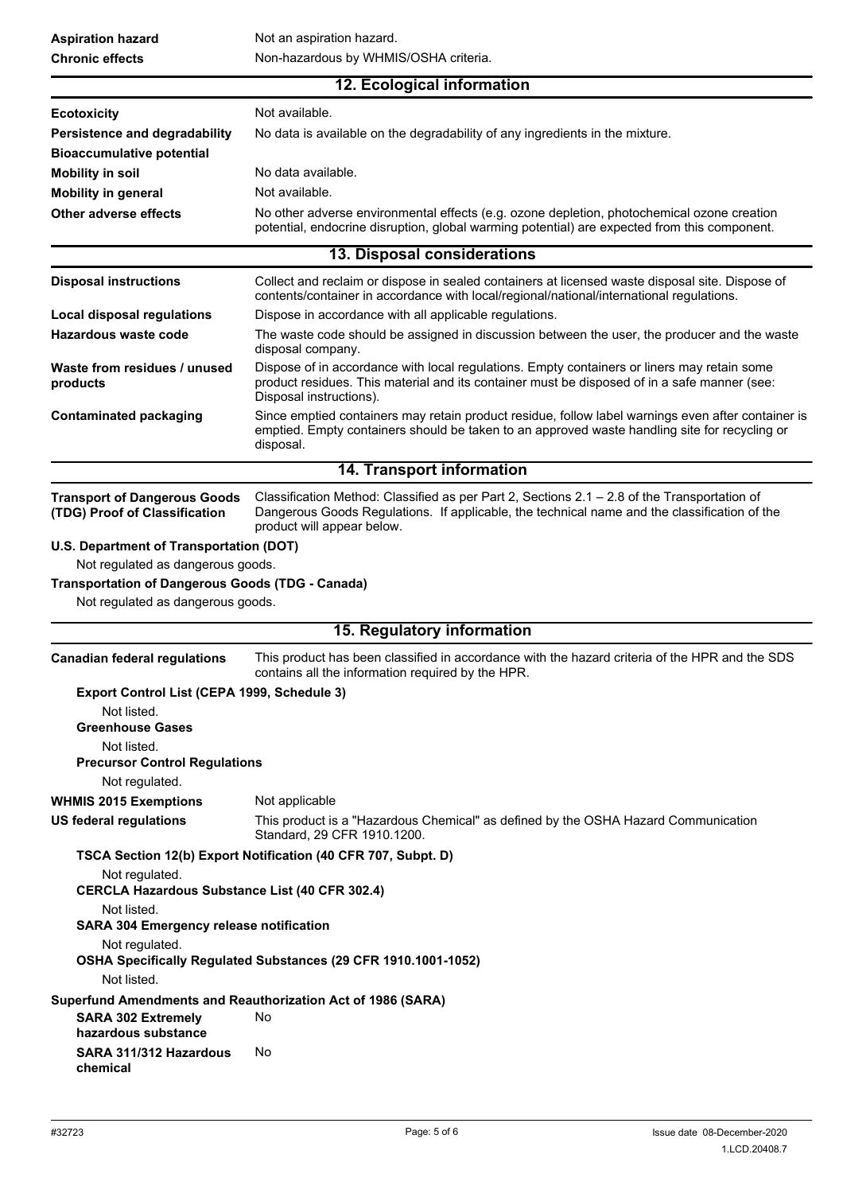| | |
|---|---|
| **Aspiration hazard** | Not an aspiration hazard. |
| **Chronic effects** | Non-hazardous by WHMIS/OSHA criteria. |

## 12. Ecological information

| | |
|---|---|
| **Ecotoxicity** | Not available. |
| **Persistence and degradability** | No data is available on the degradability of any ingredients in the mixture. |
| **Bioaccumulative potential** | |
| **Mobility in soil** | No data available. |
| **Mobility in general** | Not available. |
| **Other adverse effects** | No other adverse environmental effects (e.g. ozone depletion, photochemical ozone creation potential, endocrine disruption, global warming potential) are expected from this component. |

## 13. Disposal considerations

| | |
|---|---|
| **Disposal instructions** | Collect and reclaim or dispose in sealed containers at licensed waste disposal site. Dispose of contents/container in accordance with local/regional/national/international regulations. |
| **Local disposal regulations** | Dispose in accordance with all applicable regulations. |
| **Hazardous waste code** | The waste code should be assigned in discussion between the user, the producer and the waste disposal company. |
| **Waste from residues / unused products** | Dispose of in accordance with local regulations. Empty containers or liners may retain some product residues. This material and its container must be disposed of in a safe manner (see: Disposal instructions). |
| **Contaminated packaging** | Since emptied containers may retain product residue, follow label warnings even after container is emptied. Empty containers should be taken to an approved waste handling site for recycling or disposal. |

## 14. Transport information

| | |
|---|---|
| **Transport of Dangerous Goods (TDG) Proof of Classification** | Classification Method: Classified as per Part 2, Sections 2.1 – 2.8 of the Transportation of Dangerous Goods Regulations. If applicable, the technical name and the classification of the product will appear below. |

**U.S. Department of Transportation (DOT)**

Not regulated as dangerous goods.

**Transportation of Dangerous Goods (TDG - Canada)**

Not regulated as dangerous goods.

## 15. Regulatory information

| | |
|---|---|
| **Canadian federal regulations** | This product has been classified in accordance with the hazard criteria of the HPR and the SDS contains all the information required by the HPR. |

**Export Control List (CEPA 1999, Schedule 3)**

Not listed.

**Greenhouse Gases**

Not listed.

**Precursor Control Regulations**

Not regulated.

| | |
|---|---|
| **WHMIS 2015 Exemptions** | Not applicable |
| **US federal regulations** | This product is a "Hazardous Chemical" as defined by the OSHA Hazard Communication Standard, 29 CFR 1910.1200. |

**TSCA Section 12(b) Export Notification (40 CFR 707, Subpt. D)**

Not regulated.

**CERCLA Hazardous Substance List (40 CFR 302.4)**

Not listed.

**SARA 304 Emergency release notification**

Not regulated.

**OSHA Specifically Regulated Substances (29 CFR 1910.1001-1052)**

Not listed.

**Superfund Amendments and Reauthorization Act of 1986 (SARA)**

| | |
|---|---|
| **SARA 302 Extremely hazardous substance** | No |
| **SARA 311/312 Hazardous chemical** | No |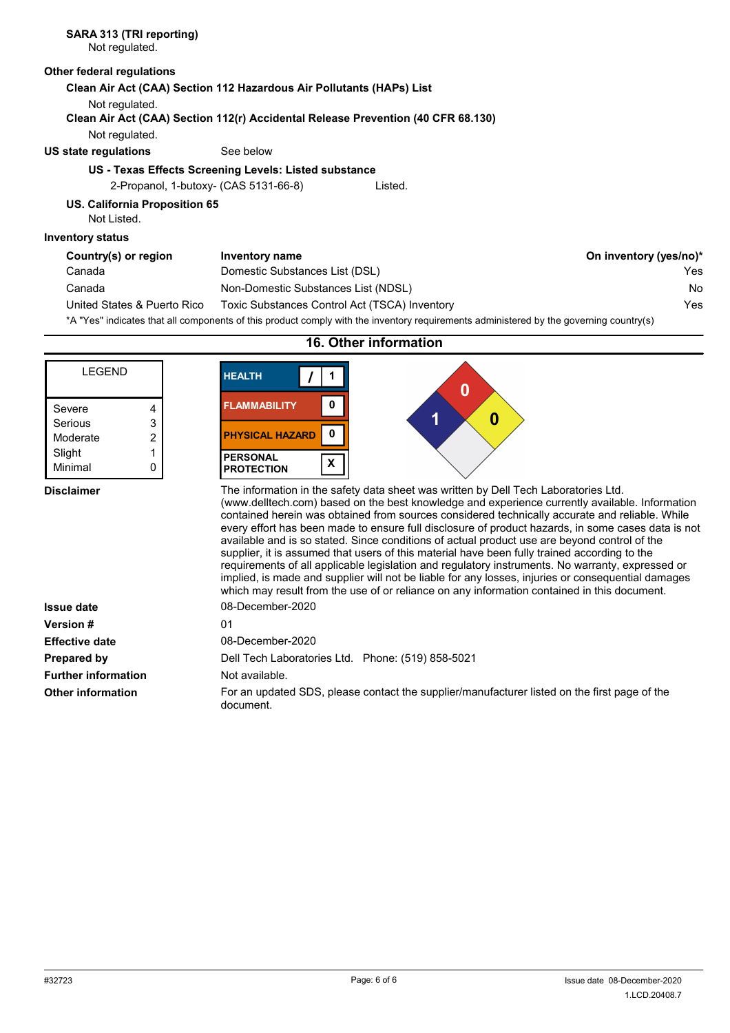**SARA 313 (TRI reporting)**

Not regulated.

**Other federal regulations**

**Clean Air Act (CAA) Section 112 Hazardous Air Pollutants (HAPs) List**

Not regulated.

**Clean Air Act (CAA) Section 112(r) Accidental Release Prevention (40 CFR 68.130)**

Not regulated.

**US state regulations** See below

**US - Texas Effects Screening Levels: Listed substance**

2-Propanol, 1-butoxy- (CAS 5131-66-8) Listed.

**US. California Proposition 65**

Not Listed.

**Inventory status**

| Country(s) or region | Inventory name | On inventory (yes/no)* |
|---|---|---|
| Canada | Domestic Substances List (DSL) | Yes |
| Canada | Non-Domestic Substances List (NDSL) | No |
| United States & Puerto Rico | Toxic Substances Control Act (TSCA) Inventory | Yes |

*A "Yes" indicates that all components of this product comply with the inventory requirements administered by the governing country(s)

## 16. Other information

| LEGEND | |
|---|---|
| Severe | 4 |
| Serious | 3 |
| Moderate | 2 |
| Slight | 1 |
| Minimal | 0 |

| | | |
|---|---|---|
| HEALTH | / | 1 |
| FLAMMABILITY | | 0 |
| PHYSICAL HAZARD | | 0 |
| PERSONAL PROTECTION | | X |

0

1

0

**Disclaimer**

The information in the safety data sheet was written by Dell Tech Laboratories Ltd. (www.delltech.com) based on the best knowledge and experience currently available. Information contained herein was obtained from sources considered technically accurate and reliable. While every effort has been made to ensure full disclosure of product hazards, in some cases data is not available and is so stated. Since conditions of actual product use are beyond control of the supplier, it is assumed that users of this material have been fully trained according to the requirements of all applicable legislation and regulatory instruments. No warranty, expressed or implied, is made and supplier will not be liable for any losses, injuries or consequential damages which may result from the use of or reliance on any information contained in this document.

**Issue date** 08-December-2020

**Version #** 01

**Effective date** 08-December-2020

**Prepared by** Dell Tech Laboratories Ltd. Phone: (519) 858-5021

**Further information** Not available.

**Other information** For an updated SDS, please contact the supplier/manufacturer listed on the first page of the document.